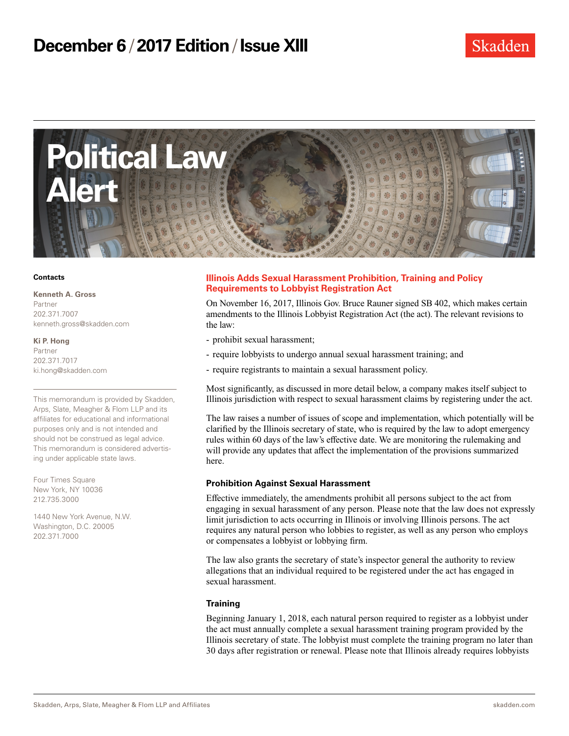# December 6 / 2017 Edition / Issue XIII

Skadden

# Political Law Alert

**Contacts**

**Kenneth A. Gross**
Partner
202.371.7007
kenneth.gross@skadden.com

**Ki P. Hong**
Partner
202.371.7017
ki.hong@skadden.com

This memorandum is provided by Skadden, Arps, Slate, Meagher & Flom LLP and its affiliates for educational and informational purposes only and is not intended and should not be construed as legal advice. This memorandum is considered advertising under applicable state laws.

Four Times Square
New York, NY 10036
212.735.3000

1440 New York Avenue, N.W.
Washington, D.C. 20005
202.371.7000

## Illinois Adds Sexual Harassment Prohibition, Training and Policy Requirements to Lobbyist Registration Act

On November 16, 2017, Illinois Gov. Bruce Rauner signed SB 402, which makes certain amendments to the Illinois Lobbyist Registration Act (the act). The relevant revisions to the law:

- prohibit sexual harassment;
- require lobbyists to undergo annual sexual harassment training; and
- require registrants to maintain a sexual harassment policy.

Most significantly, as discussed in more detail below, a company makes itself subject to Illinois jurisdiction with respect to sexual harassment claims by registering under the act.

The law raises a number of issues of scope and implementation, which potentially will be clarified by the Illinois secretary of state, who is required by the law to adopt emergency rules within 60 days of the law's effective date. We are monitoring the rulemaking and will provide any updates that affect the implementation of the provisions summarized here.

### Prohibition Against Sexual Harassment

Effective immediately, the amendments prohibit all persons subject to the act from engaging in sexual harassment of any person. Please note that the law does not expressly limit jurisdiction to acts occurring in Illinois or involving Illinois persons. The act requires any natural person who lobbies to register, as well as any person who employs or compensates a lobbyist or lobbying firm.

The law also grants the secretary of state's inspector general the authority to review allegations that an individual required to be registered under the act has engaged in sexual harassment.

### Training

Beginning January 1, 2018, each natural person required to register as a lobbyist under the act must annually complete a sexual harassment training program provided by the Illinois secretary of state. The lobbyist must complete the training program no later than 30 days after registration or renewal. Please note that Illinois already requires lobbyists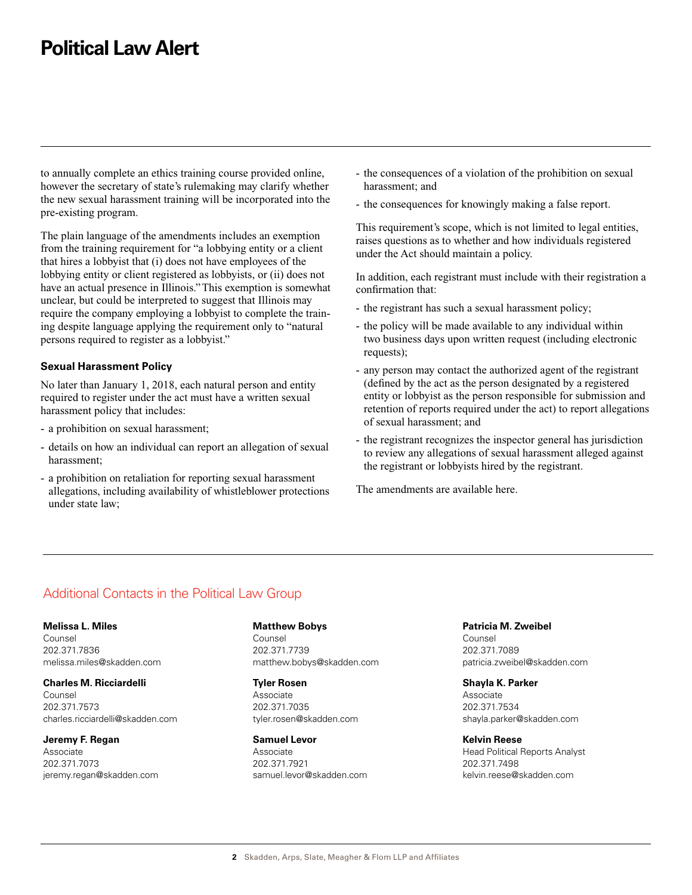to annually complete an ethics training course provided online, however the secretary of state's rulemaking may clarify whether the new sexual harassment training will be incorporated into the pre-existing program.

The plain language of the amendments includes an exemption from the training requirement for "a lobbying entity or a client that hires a lobbyist that (i) does not have employees of the lobbying entity or client registered as lobbyists, or (ii) does not have an actual presence in Illinois." This exemption is somewhat unclear, but could be interpreted to suggest that Illinois may require the company employing a lobbyist to complete the training despite language applying the requirement only to "natural persons required to register as a lobbyist."

### Sexual Harassment Policy

No later than January 1, 2018, each natural person and entity required to register under the act must have a written sexual harassment policy that includes:

- a prohibition on sexual harassment;
- details on how an individual can report an allegation of sexual harassment;
- a prohibition on retaliation for reporting sexual harassment allegations, including availability of whistleblower protections under state law;
- the consequences of a violation of the prohibition on sexual harassment; and
- the consequences for knowingly making a false report.

This requirement's scope, which is not limited to legal entities, raises questions as to whether and how individuals registered under the Act should maintain a policy.

In addition, each registrant must include with their registration a confirmation that:

- the registrant has such a sexual harassment policy;
- the policy will be made available to any individual within two business days upon written request (including electronic requests);
- any person may contact the authorized agent of the registrant (defined by the act as the person designated by a registered entity or lobbyist as the person responsible for submission and retention of reports required under the act) to report allegations of sexual harassment; and
- the registrant recognizes the inspector general has jurisdiction to review any allegations of sexual harassment alleged against the registrant or lobbyists hired by the registrant.

The amendments are available here.

## Additional Contacts in the Political Law Group

**Melissa L. Miles**
Counsel
202.371.7836
melissa.miles@skadden.com

**Charles M. Ricciardelli**
Counsel
202.371.7573
charles.ricciardelli@skadden.com

**Jeremy F. Regan**
Associate
202.371.7073
jeremy.regan@skadden.com

**Matthew Bobys**
Counsel
202.371.7739
matthew.bobys@skadden.com

**Tyler Rosen**
Associate
202.371.7035
tyler.rosen@skadden.com

**Samuel Levor**
Associate
202.371.7921
samuel.levor@skadden.com

**Patricia M. Zweibel**
Counsel
202.371.7089
patricia.zweibel@skadden.com

**Shayla K. Parker**
Associate
202.371.7534
shayla.parker@skadden.com

**Kelvin Reese**
Head Political Reports Analyst
202.371.7498
kelvin.reese@skadden.com